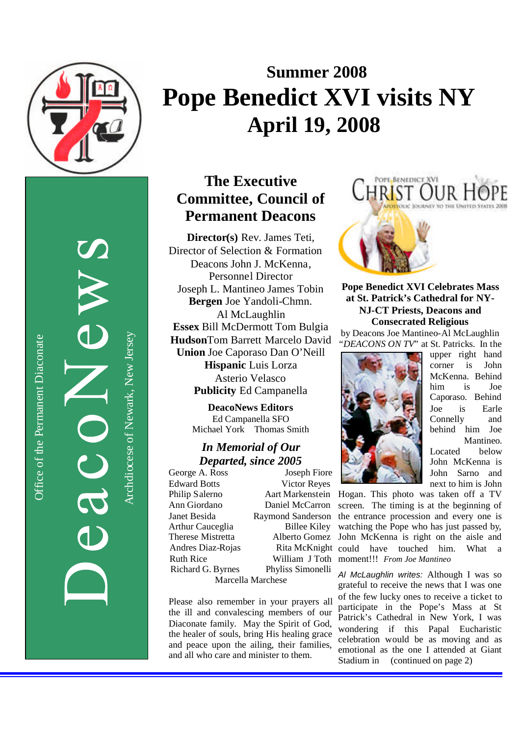# Summer 2008

# Pope Benedict XVI visits NY April 19, 2008

DeacoNews

Office of the Permanent Diaconate

Archdiocese of Newark, New Jersey

## The Executive Committee, Council of Permanent Deacons

**Director(s)** Rev. James Teti, Director of Selection & Formation
Deacons John J. McKenna, Personnel Director
Joseph L. Mantineo James Tobin
**Bergen** Joe Yandoli-Chmn. Al McLaughlin
**Essex** Bill McDermott Tom Bulgia
**Hudson** Tom Barrett Marcelo David
**Union** Joe Caporaso Dan O'Neill
**Hispanic** Luis Lorza Asterio Velasco
**Publicity** Ed Campanella

**DeacoNews Editors**
Ed Campanella SFO
Michael York Thomas Smith

### *In Memorial of Our Departed, since 2005*

George A. Ross
Joseph Fiore
Edward Botts
Victor Reyes
Philip Salerno
Aart Markenstein
Ann Giordano
Daniel McCarron
Janet Besida
Raymond Sanderson
Arthur Cauceglia
Billee Kiley
Therese Mistretta
Alberto Gomez
Andres Diaz-Rojas
Rita McKnight
Ruth Rice
William J Toth
Richard G. Byrnes
Phyliss Simonelli
Marcella Marchese

Please also remember in your prayers all the ill and convalescing members of our Diaconate family. May the Spirit of God, the healer of souls, bring His healing grace and peace upon the ailing, their families, and all who care and minister to them.

Pope Benedict XVI — Christ Our Hope — Apostolic Journey to the United States 2008

### Pope Benedict XVI Celebrates Mass at St. Patrick's Cathedral for NY-NJ-CT Priests, Deacons and Consecrated Religious

by Deacons Joe Mantineo-Al McLaughlin

"*DEACONS ON TV*" at St. Patricks. In the upper right hand corner is John McKenna. Behind him is Joe Caporaso. Behind Joe is Earle Connelly and behind him Joe Mantineo. Located below John McKenna is John Sarno and next to him is John Hogan. This photo was taken off a TV screen. The timing is at the beginning of the entrance procession and every one is watching the Pope who has just passed by, John McKenna is right on the aisle and could have touched him. What a moment!!! *From Joe Mantineo*

*Al McLaughlin writes:* Although I was so grateful to receive the news that I was one of the few lucky ones to receive a ticket to participate in the Pope's Mass at St Patrick's Cathedral in New York, I was wondering if this Papal Eucharistic celebration would be as moving and as emotional as the one I attended at Giant Stadium in (continued on page 2)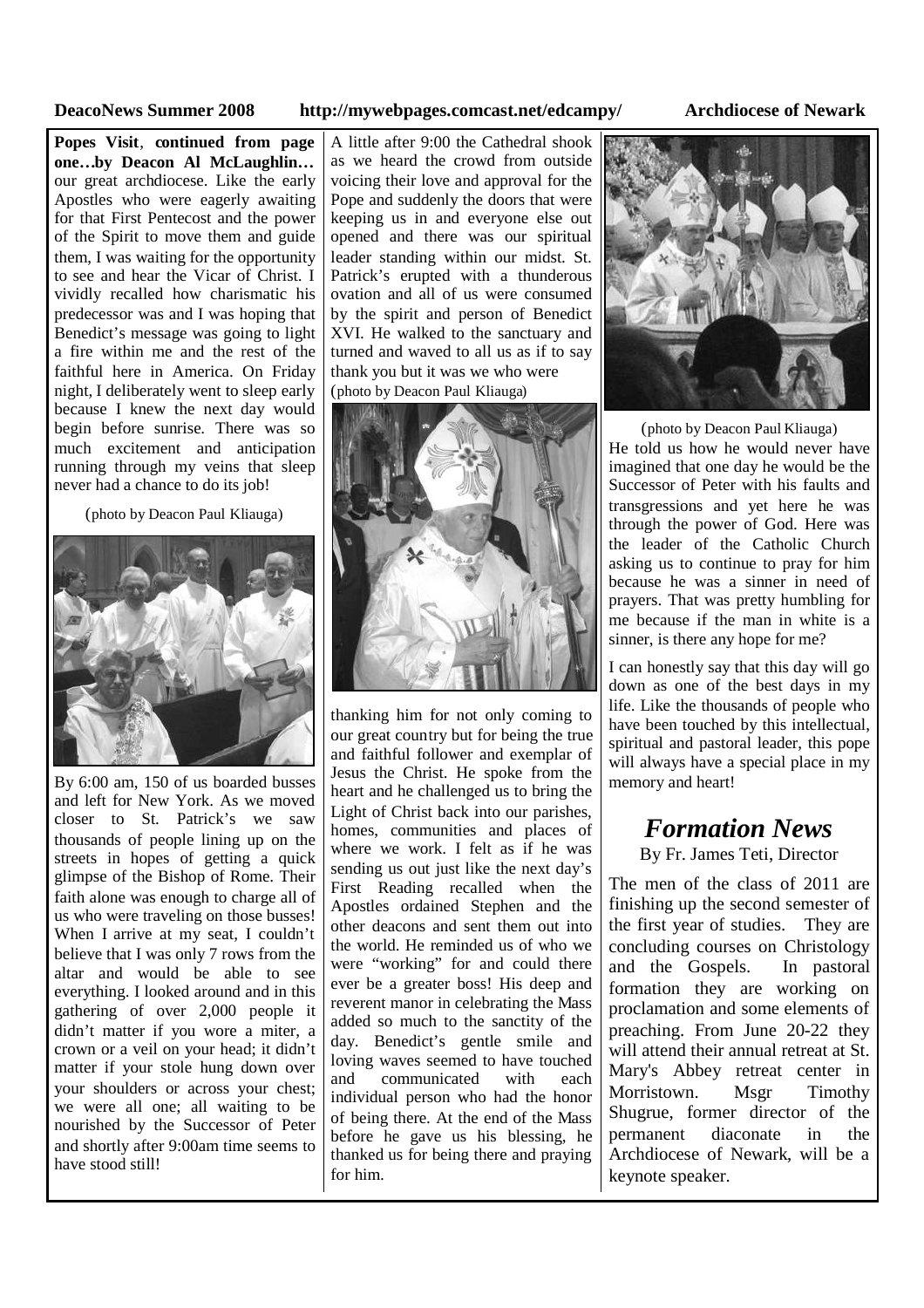**Popes Visit**, **continued from page one…by Deacon Al McLaughlin…** our great archdiocese. Like the early Apostles who were eagerly awaiting for that First Pentecost and the power of the Spirit to move them and guide them, I was waiting for the opportunity to see and hear the Vicar of Christ. I vividly recalled how charismatic his predecessor was and I was hoping that Benedict's message was going to light a fire within me and the rest of the faithful here in America. On Friday night, I deliberately went to sleep early because I knew the next day would begin before sunrise. There was so much excitement and anticipation running through my veins that sleep never had a chance to do its job!

(photo by Deacon Paul Kliauga)

By 6:00 am, 150 of us boarded busses and left for New York. As we moved closer to St. Patrick's we saw thousands of people lining up on the streets in hopes of getting a quick glimpse of the Bishop of Rome. Their faith alone was enough to charge all of us who were traveling on those busses! When I arrive at my seat, I couldn't believe that I was only 7 rows from the altar and would be able to see everything. I looked around and in this gathering of over 2,000 people it didn't matter if you wore a miter, a crown or a veil on your head; it didn't matter if your stole hung down over your shoulders or across your chest; we were all one; all waiting to be nourished by the Successor of Peter and shortly after 9:00am time seems to have stood still!

A little after 9:00 the Cathedral shook as we heard the crowd from outside voicing their love and approval for the Pope and suddenly the doors that were keeping us in and everyone else out opened and there was our spiritual leader standing within our midst. St. Patrick's erupted with a thunderous ovation and all of us were consumed by the spirit and person of Benedict XVI. He walked to the sanctuary and turned and waved to all us as if to say thank you but it was we who were

(photo by Deacon Paul Kliauga)

thanking him for not only coming to our great country but for being the true and faithful follower and exemplar of Jesus the Christ. He spoke from the heart and he challenged us to bring the Light of Christ back into our parishes, homes, communities and places of where we work. I felt as if he was sending us out just like the next day's First Reading recalled when the Apostles ordained Stephen and the other deacons and sent them out into the world. He reminded us of who we were "working" for and could there ever be a greater boss! His deep and reverent manor in celebrating the Mass added so much to the sanctity of the day. Benedict's gentle smile and loving waves seemed to have touched and communicated with each individual person who had the honor of being there. At the end of the Mass before he gave us his blessing, he thanked us for being there and praying for him.

(photo by Deacon Paul Kliauga)

He told us how he would never have imagined that one day he would be the Successor of Peter with his faults and transgressions and yet here he was through the power of God. Here was the leader of the Catholic Church asking us to continue to pray for him because he was a sinner in need of prayers. That was pretty humbling for me because if the man in white is a sinner, is there any hope for me?

I can honestly say that this day will go down as one of the best days in my life. Like the thousands of people who have been touched by this intellectual, spiritual and pastoral leader, this pope will always have a special place in my memory and heart!

## *Formation News*

By Fr. James Teti, Director

The men of the class of 2011 are finishing up the second semester of the first year of studies. They are concluding courses on Christology and the Gospels. In pastoral formation they are working on proclamation and some elements of preaching. From June 20-22 they will attend their annual retreat at St. Mary's Abbey retreat center in Morristown. Msgr Timothy Shugrue, former director of the permanent diaconate in the Archdiocese of Newark, will be a keynote speaker.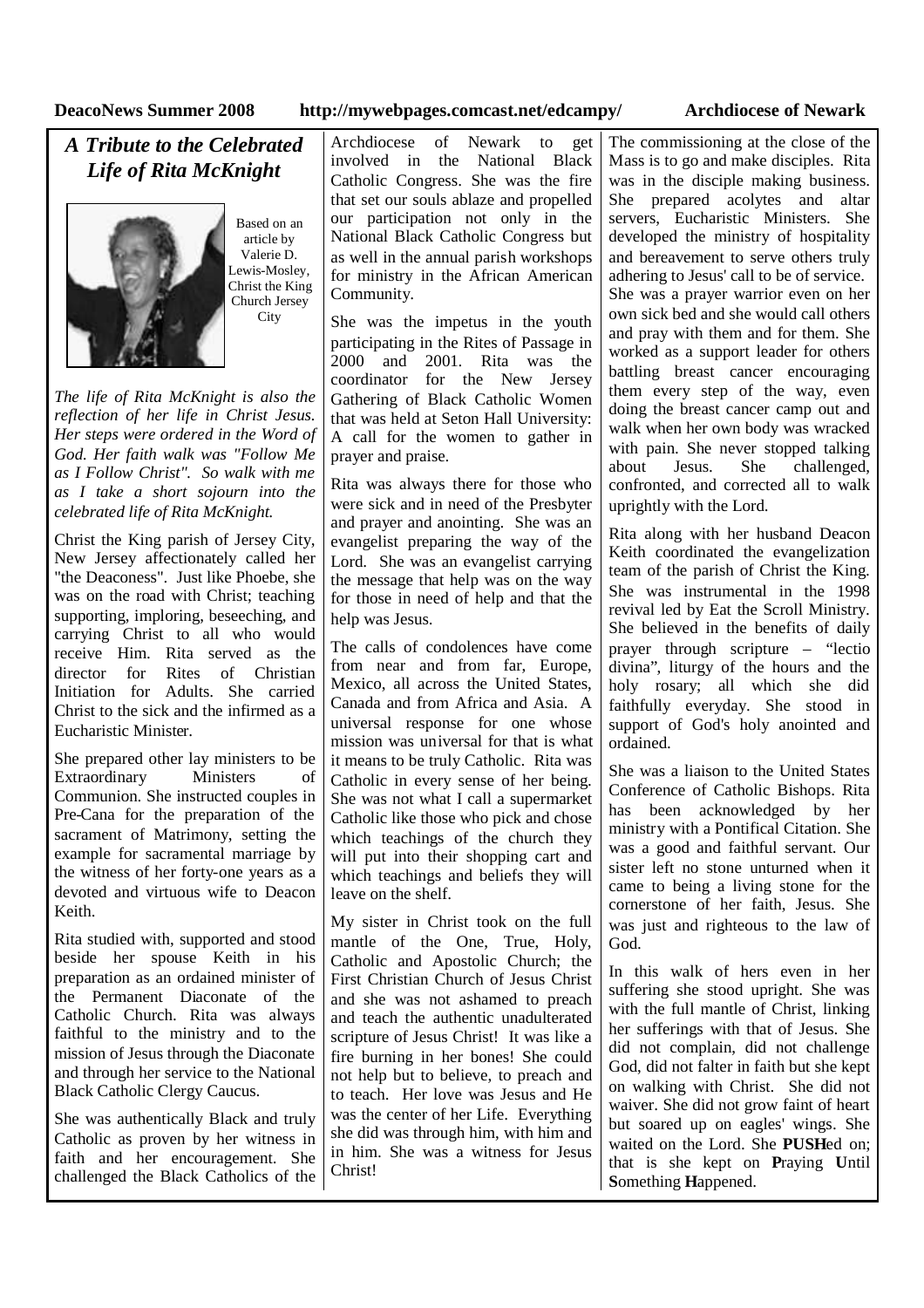## *A Tribute to the Celebrated Life of Rita McKnight*

Based on an article by Valerie D. Lewis-Mosley, Christ the King Church Jersey City

*The life of Rita McKnight is also the reflection of her life in Christ Jesus. Her steps were ordered in the Word of God. Her faith walk was "Follow Me as I Follow Christ". So walk with me as I take a short sojourn into the celebrated life of Rita McKnight.*

Christ the King parish of Jersey City, New Jersey affectionately called her "the Deaconess". Just like Phoebe, she was on the road with Christ; teaching supporting, imploring, beseeching, and carrying Christ to all who would receive Him. Rita served as the director for Rites of Christian Initiation for Adults. She carried Christ to the sick and the infirmed as a Eucharistic Minister.

She prepared other lay ministers to be Extraordinary Ministers of Communion. She instructed couples in Pre-Cana for the preparation of the sacrament of Matrimony, setting the example for sacramental marriage by the witness of her forty-one years as a devoted and virtuous wife to Deacon Keith.

Rita studied with, supported and stood beside her spouse Keith in his preparation as an ordained minister of the Permanent Diaconate of the Catholic Church. Rita was always faithful to the ministry and to the mission of Jesus through the Diaconate and through her service to the National Black Catholic Clergy Caucus.

She was authentically Black and truly Catholic as proven by her witness in faith and her encouragement. She challenged the Black Catholics of the Archdiocese of Newark to get involved in the National Black Catholic Congress. She was the fire that set our souls ablaze and propelled our participation not only in the National Black Catholic Congress but as well in the annual parish workshops for ministry in the African American Community.

She was the impetus in the youth participating in the Rites of Passage in 2000 and 2001. Rita was the coordinator for the New Jersey Gathering of Black Catholic Women that was held at Seton Hall University: A call for the women to gather in prayer and praise.

Rita was always there for those who were sick and in need of the Presbyter and prayer and anointing. She was an evangelist preparing the way of the Lord. She was an evangelist carrying the message that help was on the way for those in need of help and that the help was Jesus.

The calls of condolences have come from near and from far, Europe, Mexico, all across the United States, Canada and from Africa and Asia. A universal response for one whose mission was universal for that is what it means to be truly Catholic. Rita was Catholic in every sense of her being. She was not what I call a supermarket Catholic like those who pick and chose which teachings of the church they will put into their shopping cart and which teachings and beliefs they will leave on the shelf.

My sister in Christ took on the full mantle of the One, True, Holy, Catholic and Apostolic Church; the First Christian Church of Jesus Christ and she was not ashamed to preach and teach the authentic unadulterated scripture of Jesus Christ! It was like a fire burning in her bones! She could not help but to believe, to preach and to teach. Her love was Jesus and He was the center of her Life. Everything she did was through him, with him and in him. She was a witness for Jesus Christ!

The commissioning at the close of the Mass is to go and make disciples. Rita was in the disciple making business. She prepared acolytes and altar servers, Eucharistic Ministers. She developed the ministry of hospitality and bereavement to serve others truly adhering to Jesus' call to be of service. She was a prayer warrior even on her own sick bed and she would call others and pray with them and for them. She worked as a support leader for others battling breast cancer encouraging them every step of the way, even doing the breast cancer camp out and walk when her own body was wracked with pain. She never stopped talking about Jesus. She challenged, confronted, and corrected all to walk uprightly with the Lord.

Rita along with her husband Deacon Keith coordinated the evangelization team of the parish of Christ the King. She was instrumental in the 1998 revival led by Eat the Scroll Ministry. She believed in the benefits of daily prayer through scripture – "lectio divina", liturgy of the hours and the holy rosary; all which she did faithfully everyday. She stood in support of God's holy anointed and ordained.

She was a liaison to the United States Conference of Catholic Bishops. Rita has been acknowledged by her ministry with a Pontifical Citation. She was a good and faithful servant. Our sister left no stone unturned when it came to being a living stone for the cornerstone of her faith, Jesus. She was just and righteous to the law of God.

In this walk of hers even in her suffering she stood upright. She was with the full mantle of Christ, linking her sufferings with that of Jesus. She did not complain, did not challenge God, did not falter in faith but she kept on walking with Christ. She did not waiver. She did not grow faint of heart but soared up on eagles' wings. She waited on the Lord. She **PUSH**ed on; that is she kept on **P**raying **U**ntil **S**omething **H**appened.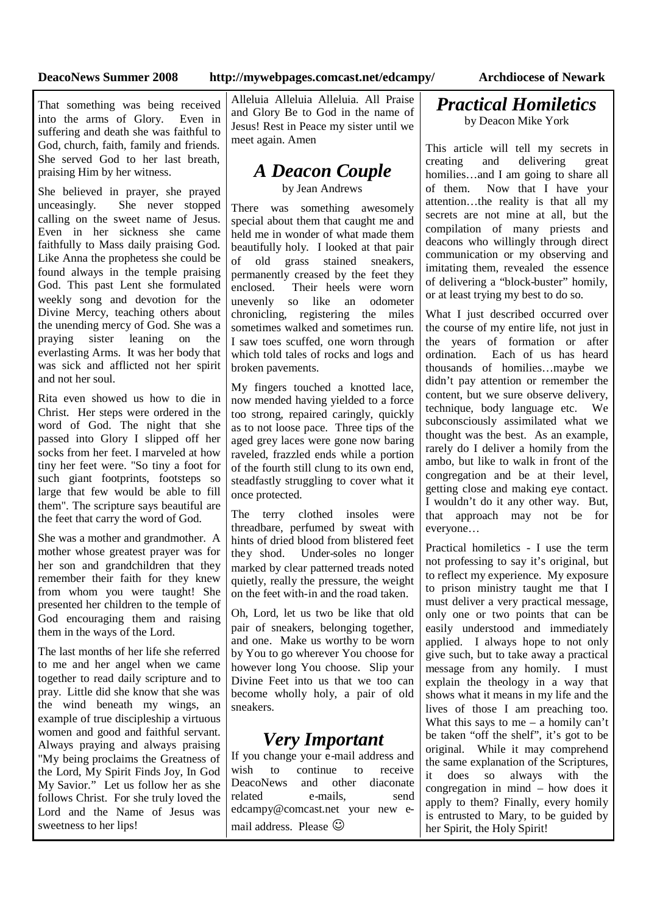That something was being received into the arms of Glory. Even in suffering and death she was faithful to God, church, faith, family and friends. She served God to her last breath, praising Him by her witness.

She believed in prayer, she prayed unceasingly. She never stopped calling on the sweet name of Jesus. Even in her sickness she came faithfully to Mass daily praising God. Like Anna the prophetess she could be found always in the temple praising God. This past Lent she formulated weekly song and devotion for the Divine Mercy, teaching others about the unending mercy of God. She was a praying sister leaning on the everlasting Arms. It was her body that was sick and afflicted not her spirit and not her soul.

Rita even showed us how to die in Christ. Her steps were ordered in the word of God. The night that she passed into Glory I slipped off her socks from her feet. I marveled at how tiny her feet were. "So tiny a foot for such giant footprints, footsteps so large that few would be able to fill them". The scripture says beautiful are the feet that carry the word of God.

She was a mother and grandmother. A mother whose greatest prayer was for her son and grandchildren that they remember their faith for they knew from whom you were taught! She presented her children to the temple of God encouraging them and raising them in the ways of the Lord.

The last months of her life she referred to me and her angel when we came together to read daily scripture and to pray. Little did she know that she was the wind beneath my wings, an example of true discipleship a virtuous women and good and faithful servant. Always praying and always praising "My being proclaims the Greatness of the Lord, My Spirit Finds Joy, In God My Savior." Let us follow her as she follows Christ. For she truly loved the Lord and the Name of Jesus was sweetness to her lips!

Alleluia Alleluia Alleluia. All Praise and Glory Be to God in the name of Jesus! Rest in Peace my sister until we meet again. Amen

## *A Deacon Couple*

by Jean Andrews

There was something awesomely special about them that caught me and held me in wonder of what made them beautifully holy. I looked at that pair of old grass stained sneakers, permanently creased by the feet they enclosed. Their heels were worn unevenly so like an odometer chronicling, registering the miles sometimes walked and sometimes run. I saw toes scuffed, one worn through which told tales of rocks and logs and broken pavements.

My fingers touched a knotted lace, now mended having yielded to a force too strong, repaired caringly, quickly as to not loose pace. Three tips of the aged grey laces were gone now baring raveled, frazzled ends while a portion of the fourth still clung to its own end, steadfastly struggling to cover what it once protected.

The terry clothed insoles were threadbare, perfumed by sweat with hints of dried blood from blistered feet they shod. Under-soles no longer marked by clear patterned treads noted quietly, really the pressure, the weight on the feet with-in and the road taken.

Oh, Lord, let us two be like that old pair of sneakers, belonging together, and one. Make us worthy to be worn by You to go wherever You choose for however long You choose. Slip your Divine Feet into us that we too can become wholly holy, a pair of old sneakers.

## *Very Important*

If you change your e-mail address and wish to continue to receive DeacoNews and other diaconate related e-mails, send edcampy@comcast.net your new e-mail address. Please ☺

## *Practical Homiletics*

by Deacon Mike York

This article will tell my secrets in creating and delivering great homilies…and I am going to share all of them. Now that I have your attention…the reality is that all my secrets are not mine at all, but the compilation of many priests and deacons who willingly through direct communication or my observing and imitating them, revealed the essence of delivering a "block-buster" homily, or at least trying my best to do so.

What I just described occurred over the course of my entire life, not just in the years of formation or after ordination. Each of us has heard thousands of homilies…maybe we didn't pay attention or remember the content, but we sure observe delivery, technique, body language etc. We subconsciously assimilated what we thought was the best. As an example, rarely do I deliver a homily from the ambo, but like to walk in front of the congregation and be at their level, getting close and making eye contact. I wouldn't do it any other way. But, that approach may not be for everyone…

Practical homiletics - I use the term not professing to say it's original, but to reflect my experience. My exposure to prison ministry taught me that I must deliver a very practical message, only one or two points that can be easily understood and immediately applied. I always hope to not only give such, but to take away a practical message from any homily. I must explain the theology in a way that shows what it means in my life and the lives of those I am preaching too. What this says to me – a homily can't be taken "off the shelf", it's got to be original. While it may comprehend the same explanation of the Scriptures, it does so always with the congregation in mind – how does it apply to them? Finally, every homily is entrusted to Mary, to be guided by her Spirit, the Holy Spirit!